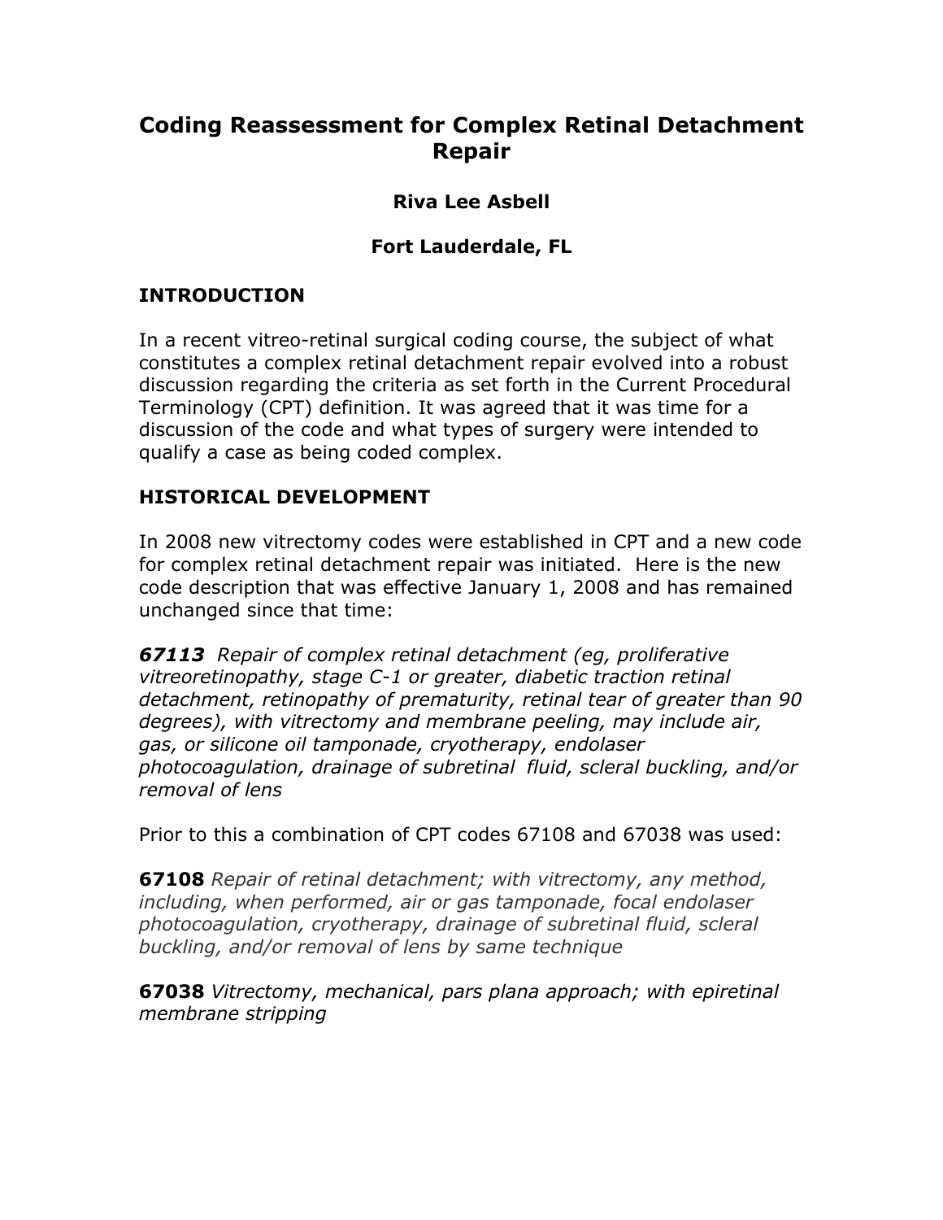# Coding Reassessment for Complex Retinal Detachment Repair

**Riva Lee Asbell**

**Fort Lauderdale, FL**

## INTRODUCTION

In a recent vitreo-retinal surgical coding course, the subject of what constitutes a complex retinal detachment repair evolved into a robust discussion regarding the criteria as set forth in the Current Procedural Terminology (CPT) definition. It was agreed that it was time for a discussion of the code and what types of surgery were intended to qualify a case as being coded complex.

## HISTORICAL DEVELOPMENT

In 2008 new vitrectomy codes were established in CPT and a new code for complex retinal detachment repair was initiated. Here is the new code description that was effective January 1, 2008 and has remained unchanged since that time:

***67113*** *Repair of complex retinal detachment (eg, proliferative vitreoretinopathy, stage C-1 or greater, diabetic traction retinal detachment, retinopathy of prematurity, retinal tear of greater than 90 degrees), with vitrectomy and membrane peeling, may include air, gas, or silicone oil tamponade, cryotherapy, endolaser photocoagulation, drainage of subretinal fluid, scleral buckling, and/or removal of lens*

Prior to this a combination of CPT codes 67108 and 67038 was used:

**67108** *Repair of retinal detachment; with vitrectomy, any method, including, when performed, air or gas tamponade, focal endolaser photocoagulation, cryotherapy, drainage of subretinal fluid, scleral buckling, and/or removal of lens by same technique*

**67038** *Vitrectomy, mechanical, pars plana approach; with epiretinal membrane stripping*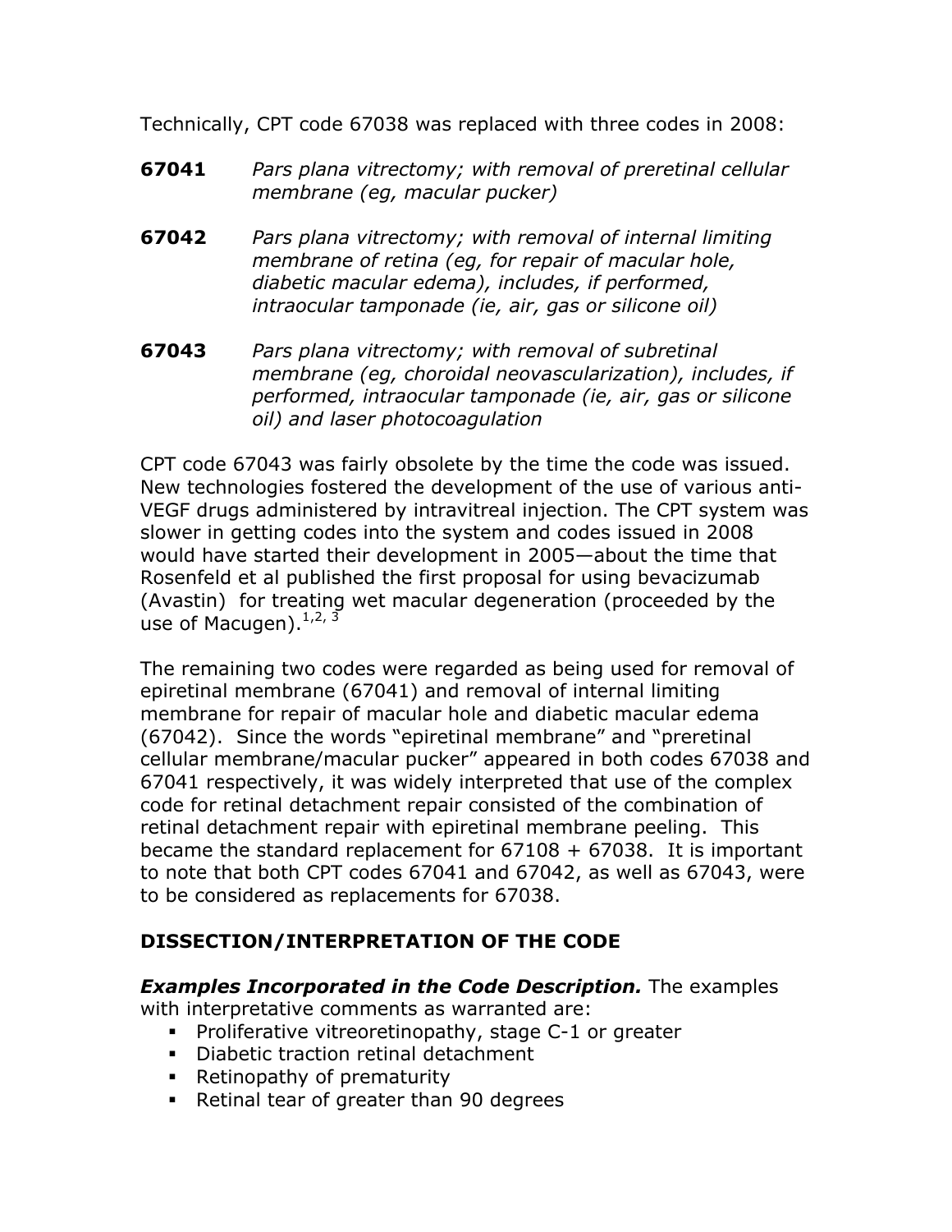Technically, CPT code 67038 was replaced with three codes in 2008:

**67041** *Pars plana vitrectomy; with removal of preretinal cellular membrane (eg, macular pucker)*

**67042** *Pars plana vitrectomy; with removal of internal limiting membrane of retina (eg, for repair of macular hole, diabetic macular edema), includes, if performed, intraocular tamponade (ie, air, gas or silicone oil)*

**67043** *Pars plana vitrectomy; with removal of subretinal membrane (eg, choroidal neovascularization), includes, if performed, intraocular tamponade (ie, air, gas or silicone oil) and laser photocoagulation*

CPT code 67043 was fairly obsolete by the time the code was issued. New technologies fostered the development of the use of various anti-VEGF drugs administered by intravitreal injection. The CPT system was slower in getting codes into the system and codes issued in 2008 would have started their development in 2005—about the time that Rosenfeld et al published the first proposal for using bevacizumab (Avastin) for treating wet macular degeneration (proceeded by the use of Macugen).[1,2, 3]

The remaining two codes were regarded as being used for removal of epiretinal membrane (67041) and removal of internal limiting membrane for repair of macular hole and diabetic macular edema (67042). Since the words "epiretinal membrane" and "preretinal cellular membrane/macular pucker" appeared in both codes 67038 and 67041 respectively, it was widely interpreted that use of the complex code for retinal detachment repair consisted of the combination of retinal detachment repair with epiretinal membrane peeling. This became the standard replacement for 67108 + 67038. It is important to note that both CPT codes 67041 and 67042, as well as 67043, were to be considered as replacements for 67038.

## DISSECTION/INTERPRETATION OF THE CODE

***Examples Incorporated in the Code Description.*** The examples with interpretative comments as warranted are:

- Proliferative vitreoretinopathy, stage C-1 or greater
- Diabetic traction retinal detachment
- Retinopathy of prematurity
- Retinal tear of greater than 90 degrees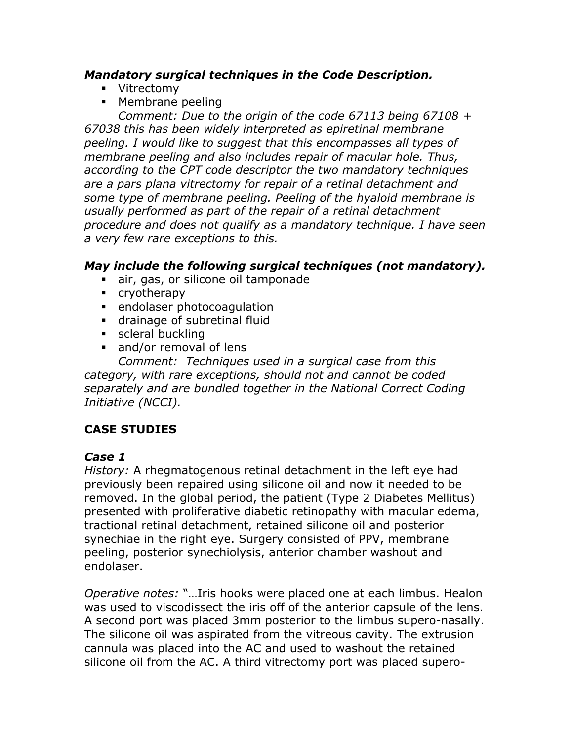***Mandatory surgical techniques in the Code Description.***

- Vitrectomy
- Membrane peeling

*Comment: Due to the origin of the code 67113 being 67108 + 67038 this has been widely interpreted as epiretinal membrane peeling. I would like to suggest that this encompasses all types of membrane peeling and also includes repair of macular hole. Thus, according to the CPT code descriptor the two mandatory techniques are a pars plana vitrectomy for repair of a retinal detachment and some type of membrane peeling. Peeling of the hyaloid membrane is usually performed as part of the repair of a retinal detachment procedure and does not qualify as a mandatory technique. I have seen a very few rare exceptions to this.*

***May include the following surgical techniques (not mandatory).***

- air, gas, or silicone oil tamponade
- cryotherapy
- endolaser photocoagulation
- drainage of subretinal fluid
- scleral buckling
- and/or removal of lens

*Comment: Techniques used in a surgical case from this category, with rare exceptions, should not and cannot be coded separately and are bundled together in the National Correct Coding Initiative (NCCI).*

**CASE STUDIES**

***Case 1***

*History:* A rhegmatogenous retinal detachment in the left eye had previously been repaired using silicone oil and now it needed to be removed. In the global period, the patient (Type 2 Diabetes Mellitus) presented with proliferative diabetic retinopathy with macular edema, tractional retinal detachment, retained silicone oil and posterior synechiae in the right eye. Surgery consisted of PPV, membrane peeling, posterior synechiolysis, anterior chamber washout and endolaser.

*Operative notes:* "…Iris hooks were placed one at each limbus. Healon was used to viscodissect the iris off of the anterior capsule of the lens. A second port was placed 3mm posterior to the limbus supero-nasally. The silicone oil was aspirated from the vitreous cavity. The extrusion cannula was placed into the AC and used to washout the retained silicone oil from the AC. A third vitrectomy port was placed supero-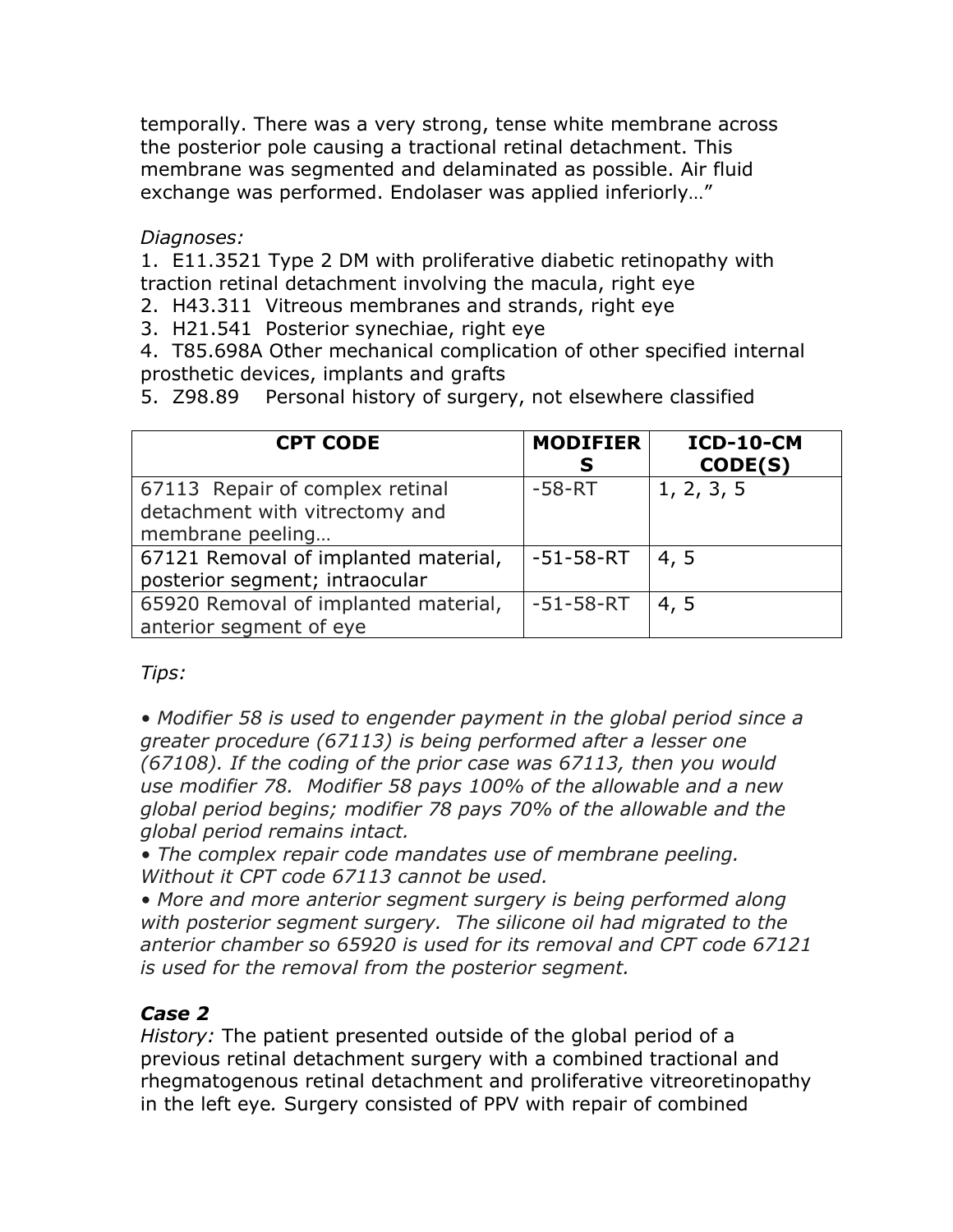temporally. There was a very strong, tense white membrane across the posterior pole causing a tractional retinal detachment. This membrane was segmented and delaminated as possible. Air fluid exchange was performed. Endolaser was applied inferiorly…"

*Diagnoses:*

1. E11.3521 Type 2 DM with proliferative diabetic retinopathy with traction retinal detachment involving the macula, right eye
2. H43.311 Vitreous membranes and strands, right eye
3. H21.541 Posterior synechiae, right eye
4. T85.698A Other mechanical complication of other specified internal prosthetic devices, implants and grafts
5. Z98.89 Personal history of surgery, not elsewhere classified

| CPT CODE | MODIFIERS | ICD-10-CM CODE(S) |
|---|---|---|
| 67113 Repair of complex retinal detachment with vitrectomy and membrane peeling… | -58-RT | 1, 2, 3, 5 |
| 67121 Removal of implanted material, posterior segment; intraocular | -51-58-RT | 4, 5 |
| 65920 Removal of implanted material, anterior segment of eye | -51-58-RT | 4, 5 |

*Tips:*

- *Modifier 58 is used to engender payment in the global period since a greater procedure (67113) is being performed after a lesser one (67108). If the coding of the prior case was 67113, then you would use modifier 78. Modifier 58 pays 100% of the allowable and a new global period begins; modifier 78 pays 70% of the allowable and the global period remains intact.*
- *The complex repair code mandates use of membrane peeling. Without it CPT code 67113 cannot be used.*
- *More and more anterior segment surgery is being performed along with posterior segment surgery. The silicone oil had migrated to the anterior chamber so 65920 is used for its removal and CPT code 67121 is used for the removal from the posterior segment.*

### *Case 2*

*History:* The patient presented outside of the global period of a previous retinal detachment surgery with a combined tractional and rhegmatogenous retinal detachment and proliferative vitreoretinopathy in the left eye. Surgery consisted of PPV with repair of combined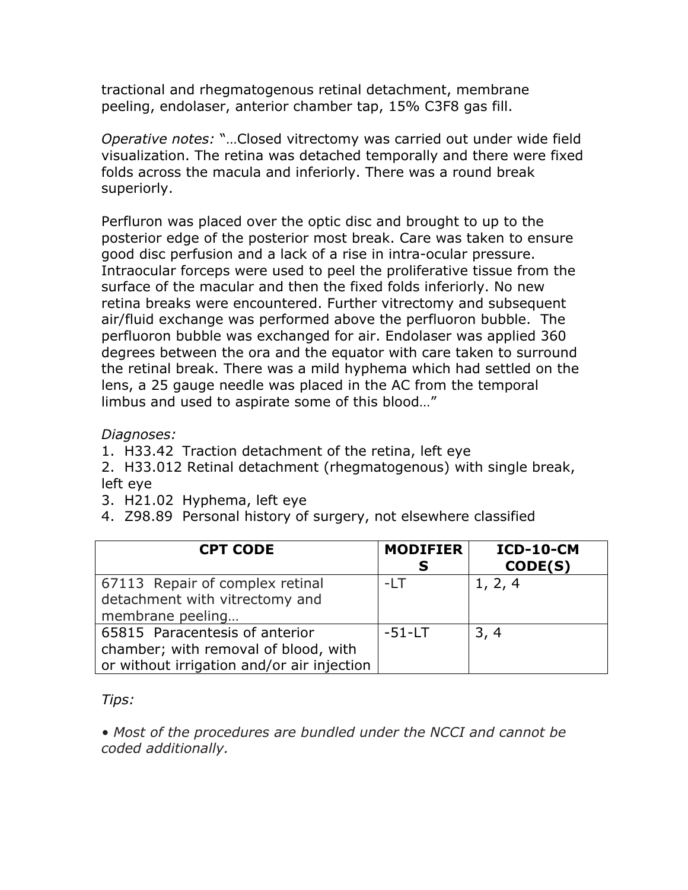tractional and rhegmatogenous retinal detachment, membrane peeling, endolaser, anterior chamber tap, 15% C3F8 gas fill.

*Operative notes:* "…Closed vitrectomy was carried out under wide field visualization. The retina was detached temporally and there were fixed folds across the macula and inferiorly. There was a round break superiorly.

Perfluron was placed over the optic disc and brought to up to the posterior edge of the posterior most break. Care was taken to ensure good disc perfusion and a lack of a rise in intra-ocular pressure. Intraocular forceps were used to peel the proliferative tissue from the surface of the macular and then the fixed folds inferiorly. No new retina breaks were encountered. Further vitrectomy and subsequent air/fluid exchange was performed above the perfluoron bubble.  The perfluoron bubble was exchanged for air. Endolaser was applied 360 degrees between the ora and the equator with care taken to surround the retinal break. There was a mild hyphema which had settled on the lens, a 25 gauge needle was placed in the AC from the temporal limbus and used to aspirate some of this blood…"

*Diagnoses:*

1. H33.42  Traction detachment of the retina, left eye
2. H33.012 Retinal detachment (rhegmatogenous) with single break, left eye
3. H21.02  Hyphema, left eye
4. Z98.89  Personal history of surgery, not elsewhere classified

| CPT CODE | MODIFIERS | ICD-10-CM CODE(S) |
|---|---|---|
| 67113  Repair of complex retinal detachment with vitrectomy and membrane peeling… | -LT | 1, 2, 4 |
| 65815  Paracentesis of anterior chamber; with removal of blood, with or without irrigation and/or air injection | -51-LT | 3, 4 |

*Tips:*

• *Most of the procedures are bundled under the NCCI and cannot be coded additionally.*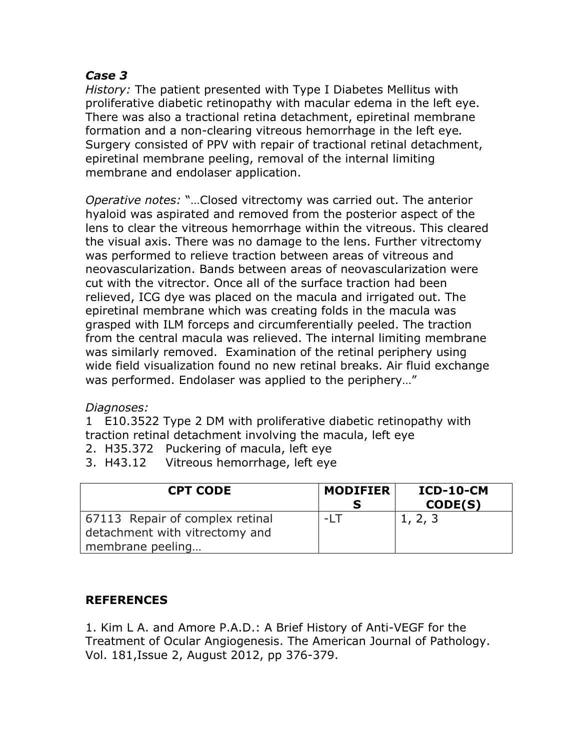***Case 3***

*History:* The patient presented with Type I Diabetes Mellitus with proliferative diabetic retinopathy with macular edema in the left eye. There was also a tractional retina detachment, epiretinal membrane formation and a non-clearing vitreous hemorrhage in the left eye*.* Surgery consisted of PPV with repair of tractional retinal detachment, epiretinal membrane peeling, removal of the internal limiting membrane and endolaser application.

*Operative notes:* "…Closed vitrectomy was carried out. The anterior hyaloid was aspirated and removed from the posterior aspect of the lens to clear the vitreous hemorrhage within the vitreous. This cleared the visual axis. There was no damage to the lens. Further vitrectomy was performed to relieve traction between areas of vitreous and neovascularization. Bands between areas of neovascularization were cut with the vitrector. Once all of the surface traction had been relieved, ICG dye was placed on the macula and irrigated out. The epiretinal membrane which was creating folds in the macula was grasped with ILM forceps and circumferentially peeled. The traction from the central macula was relieved. The internal limiting membrane was similarly removed. Examination of the retinal periphery using wide field visualization found no new retinal breaks. Air fluid exchange was performed. Endolaser was applied to the periphery…"

*Diagnoses:*

1 E10.3522 Type 2 DM with proliferative diabetic retinopathy with traction retinal detachment involving the macula, left eye

2. H35.372 Puckering of macula, left eye

3. H43.12 Vitreous hemorrhage, left eye

| CPT CODE | MODIFIERS | ICD-10-CM CODE(S) |
| --- | --- | --- |
| 67113 Repair of complex retinal detachment with vitrectomy and membrane peeling… | -LT | 1, 2, 3 |

**REFERENCES**

1. Kim L A. and Amore P.A.D.: A Brief History of Anti-VEGF for the Treatment of Ocular Angiogenesis. The American Journal of Pathology. Vol. 181,Issue 2, August 2012, pp 376-379.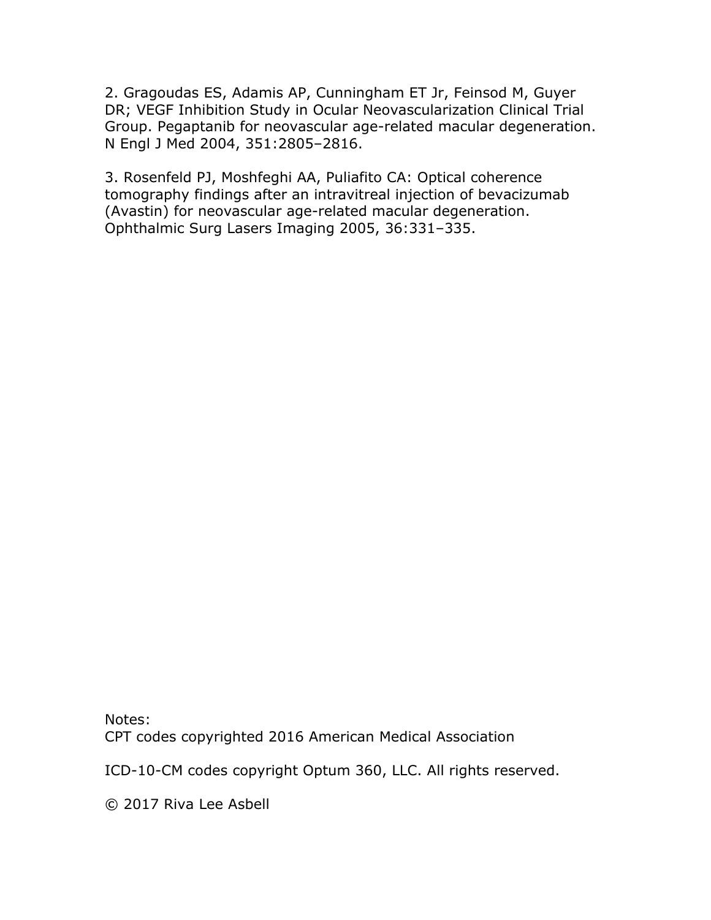2. Gragoudas ES, Adamis AP, Cunningham ET Jr, Feinsod M, Guyer DR; VEGF Inhibition Study in Ocular Neovascularization Clinical Trial Group. Pegaptanib for neovascular age-related macular degeneration. N Engl J Med 2004, 351:2805–2816.

3. Rosenfeld PJ, Moshfeghi AA, Puliafito CA: Optical coherence tomography findings after an intravitreal injection of bevacizumab (Avastin) for neovascular age-related macular degeneration. Ophthalmic Surg Lasers Imaging 2005, 36:331–335.

Notes:
CPT codes copyrighted 2016 American Medical Association

ICD-10-CM codes copyright Optum 360, LLC. All rights reserved.

© 2017 Riva Lee Asbell